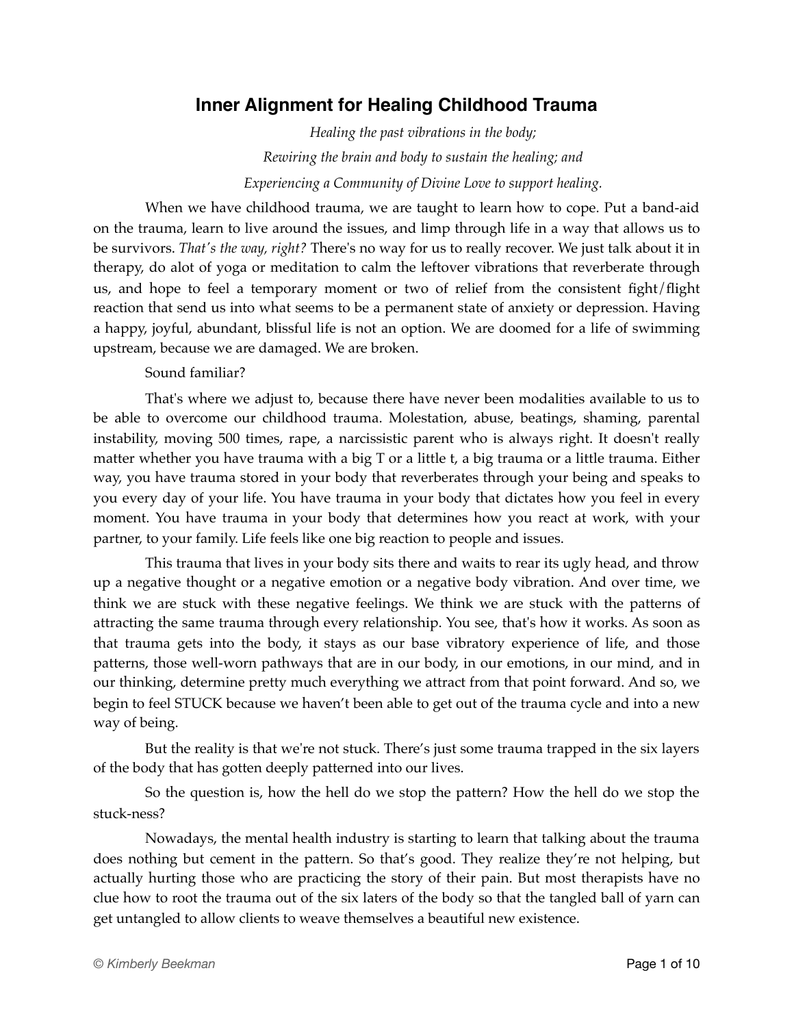# Inner Alignment for Healing Childhood Trauma

*Healing the past vibrations in the body;*

*Rewiring the brain and body to sustain the healing; and*

*Experiencing a Community of Divine Love to support healing.*

When we have childhood trauma, we are taught to learn how to cope. Put a band-aid on the trauma, learn to live around the issues, and limp through life in a way that allows us to be survivors. *That's the way, right?* There's no way for us to really recover. We just talk about it in therapy, do alot of yoga or meditation to calm the leftover vibrations that reverberate through us, and hope to feel a temporary moment or two of relief from the consistent fight/flight reaction that send us into what seems to be a permanent state of anxiety or depression. Having a happy, joyful, abundant, blissful life is not an option. We are doomed for a life of swimming upstream, because we are damaged. We are broken.

Sound familiar?

That's where we adjust to, because there have never been modalities available to us to be able to overcome our childhood trauma. Molestation, abuse, beatings, shaming, parental instability, moving 500 times, rape, a narcissistic parent who is always right. It doesn't really matter whether you have trauma with a big T or a little t, a big trauma or a little trauma. Either way, you have trauma stored in your body that reverberates through your being and speaks to you every day of your life. You have trauma in your body that dictates how you feel in every moment. You have trauma in your body that determines how you react at work, with your partner, to your family. Life feels like one big reaction to people and issues.

This trauma that lives in your body sits there and waits to rear its ugly head, and throw up a negative thought or a negative emotion or a negative body vibration. And over time, we think we are stuck with these negative feelings. We think we are stuck with the patterns of attracting the same trauma through every relationship. You see, that's how it works. As soon as that trauma gets into the body, it stays as our base vibratory experience of life, and those patterns, those well-worn pathways that are in our body, in our emotions, in our mind, and in our thinking, determine pretty much everything we attract from that point forward. And so, we begin to feel STUCK because we haven't been able to get out of the trauma cycle and into a new way of being.

But the reality is that we're not stuck. There's just some trauma trapped in the six layers of the body that has gotten deeply patterned into our lives.

So the question is, how the hell do we stop the pattern? How the hell do we stop the stuck-ness?

Nowadays, the mental health industry is starting to learn that talking about the trauma does nothing but cement in the pattern. So that's good. They realize they're not helping, but actually hurting those who are practicing the story of their pain. But most therapists have no clue how to root the trauma out of the six laters of the body so that the tangled ball of yarn can get untangled to allow clients to weave themselves a beautiful new existence.

© Kimberly Beekman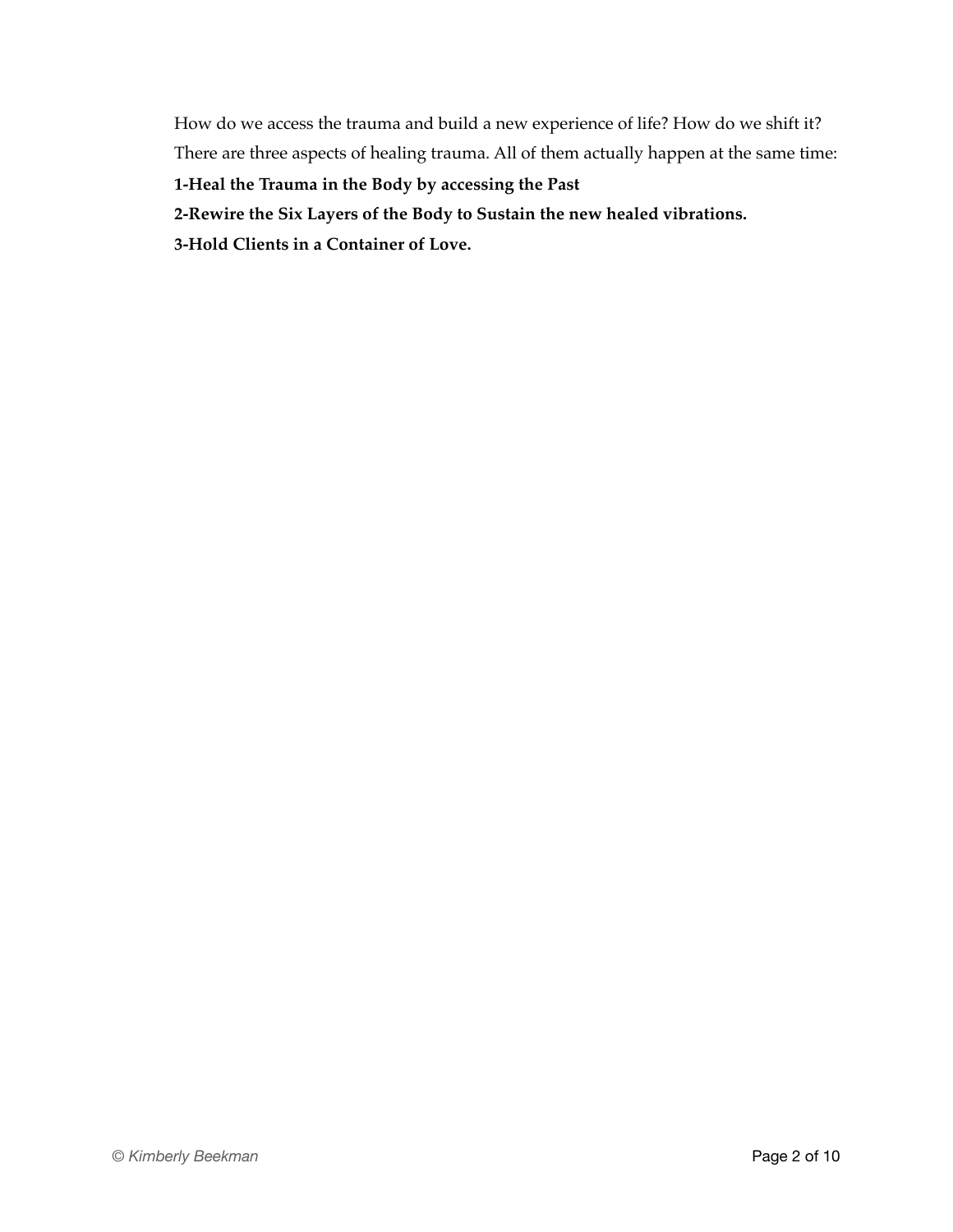How do we access the trauma and build a new experience of life? How do we shift it?

There are three aspects of healing trauma. All of them actually happen at the same time:

**1-Heal the Trauma in the Body by accessing the Past**

**2-Rewire the Six Layers of the Body to Sustain the new healed vibrations.**

**3-Hold Clients in a Container of Love.**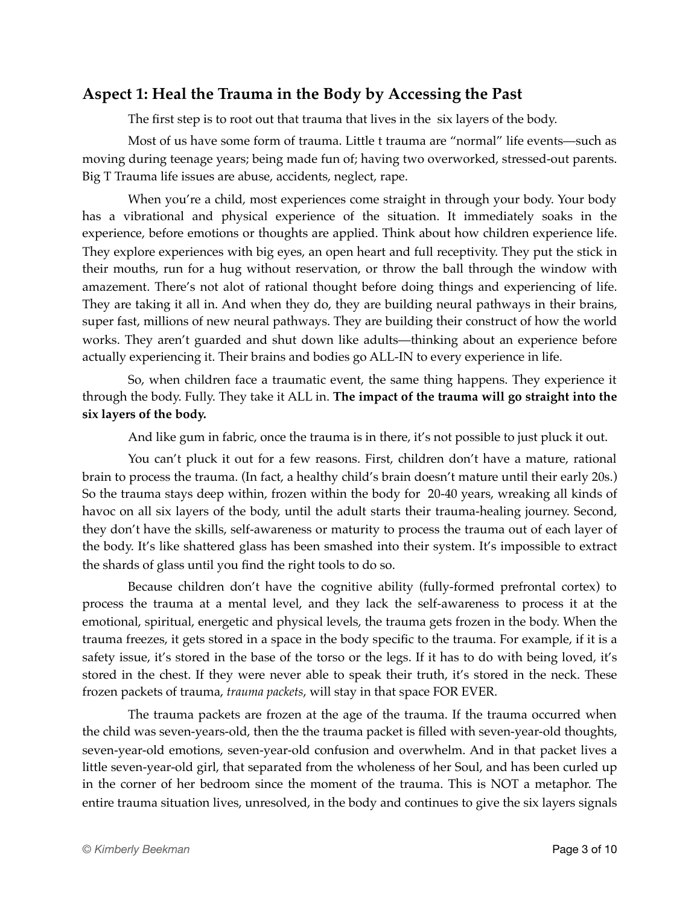## Aspect 1: Heal the Trauma in the Body by Accessing the Past

The first step is to root out that trauma that lives in the six layers of the body.

Most of us have some form of trauma. Little t trauma are "normal" life events—such as moving during teenage years; being made fun of; having two overworked, stressed-out parents. Big T Trauma life issues are abuse, accidents, neglect, rape.

When you're a child, most experiences come straight in through your body. Your body has a vibrational and physical experience of the situation. It immediately soaks in the experience, before emotions or thoughts are applied. Think about how children experience life. They explore experiences with big eyes, an open heart and full receptivity. They put the stick in their mouths, run for a hug without reservation, or throw the ball through the window with amazement. There's not alot of rational thought before doing things and experiencing of life. They are taking it all in. And when they do, they are building neural pathways in their brains, super fast, millions of new neural pathways. They are building their construct of how the world works. They aren't guarded and shut down like adults—thinking about an experience before actually experiencing it. Their brains and bodies go ALL-IN to every experience in life.

So, when children face a traumatic event, the same thing happens. They experience it through the body. Fully. They take it ALL in. **The impact of the trauma will go straight into the six layers of the body.**

And like gum in fabric, once the trauma is in there, it's not possible to just pluck it out.

You can't pluck it out for a few reasons. First, children don't have a mature, rational brain to process the trauma. (In fact, a healthy child's brain doesn't mature until their early 20s.) So the trauma stays deep within, frozen within the body for 20-40 years, wreaking all kinds of havoc on all six layers of the body, until the adult starts their trauma-healing journey. Second, they don't have the skills, self-awareness or maturity to process the trauma out of each layer of the body. It's like shattered glass has been smashed into their system. It's impossible to extract the shards of glass until you find the right tools to do so.

Because children don't have the cognitive ability (fully-formed prefrontal cortex) to process the trauma at a mental level, and they lack the self-awareness to process it at the emotional, spiritual, energetic and physical levels, the trauma gets frozen in the body. When the trauma freezes, it gets stored in a space in the body specific to the trauma. For example, if it is a safety issue, it's stored in the base of the torso or the legs. If it has to do with being loved, it's stored in the chest. If they were never able to speak their truth, it's stored in the neck. These frozen packets of trauma, *trauma packets*, will stay in that space FOR EVER.

The trauma packets are frozen at the age of the trauma. If the trauma occurred when the child was seven-years-old, then the the trauma packet is filled with seven-year-old thoughts, seven-year-old emotions, seven-year-old confusion and overwhelm. And in that packet lives a little seven-year-old girl, that separated from the wholeness of her Soul, and has been curled up in the corner of her bedroom since the moment of the trauma. This is NOT a metaphor. The entire trauma situation lives, unresolved, in the body and continues to give the six layers signals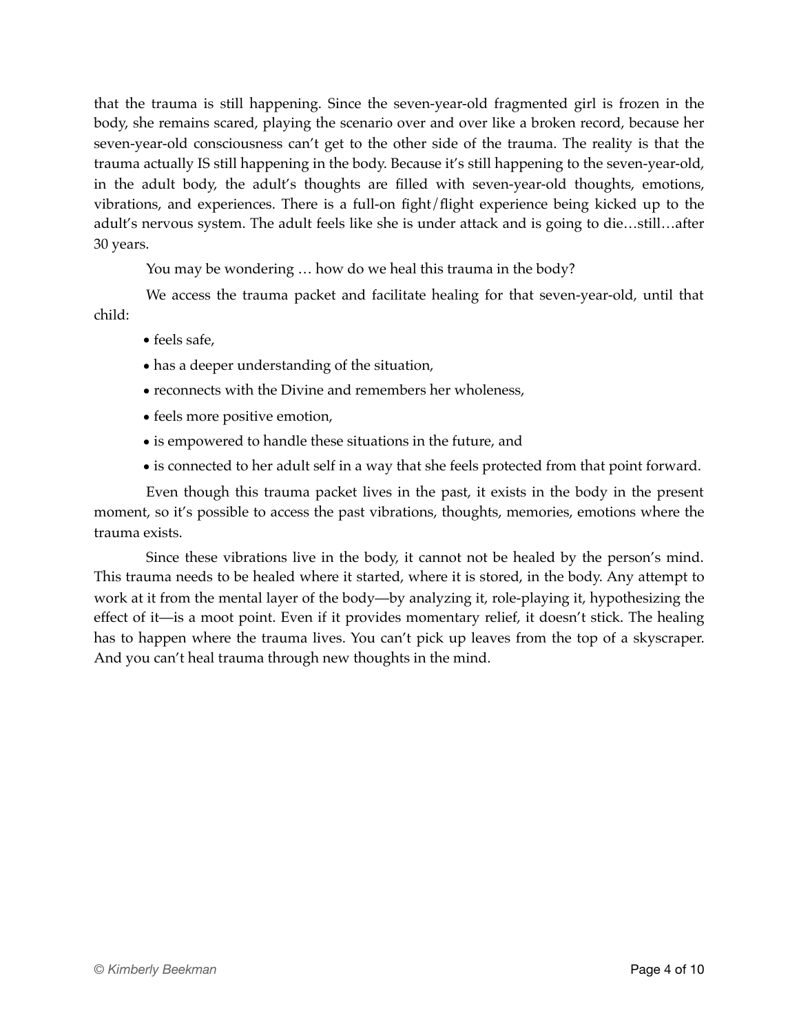that the trauma is still happening. Since the seven-year-old fragmented girl is frozen in the body, she remains scared, playing the scenario over and over like a broken record, because her seven-year-old consciousness can't get to the other side of the trauma. The reality is that the trauma actually IS still happening in the body. Because it's still happening to the seven-year-old, in the adult body, the adult's thoughts are filled with seven-year-old thoughts, emotions, vibrations, and experiences. There is a full-on fight/flight experience being kicked up to the adult's nervous system. The adult feels like she is under attack and is going to die…still…after 30 years.

You may be wondering … how do we heal this trauma in the body?

We access the trauma packet and facilitate healing for that seven-year-old, until that child:

- feels safe,
- has a deeper understanding of the situation,
- reconnects with the Divine and remembers her wholeness,
- feels more positive emotion,
- is empowered to handle these situations in the future, and
- is connected to her adult self in a way that she feels protected from that point forward.

Even though this trauma packet lives in the past, it exists in the body in the present moment, so it's possible to access the past vibrations, thoughts, memories, emotions where the trauma exists.

Since these vibrations live in the body, it cannot not be healed by the person's mind. This trauma needs to be healed where it started, where it is stored, in the body. Any attempt to work at it from the mental layer of the body—by analyzing it, role-playing it, hypothesizing the effect of it—is a moot point. Even if it provides momentary relief, it doesn't stick. The healing has to happen where the trauma lives. You can't pick up leaves from the top of a skyscraper. And you can't heal trauma through new thoughts in the mind.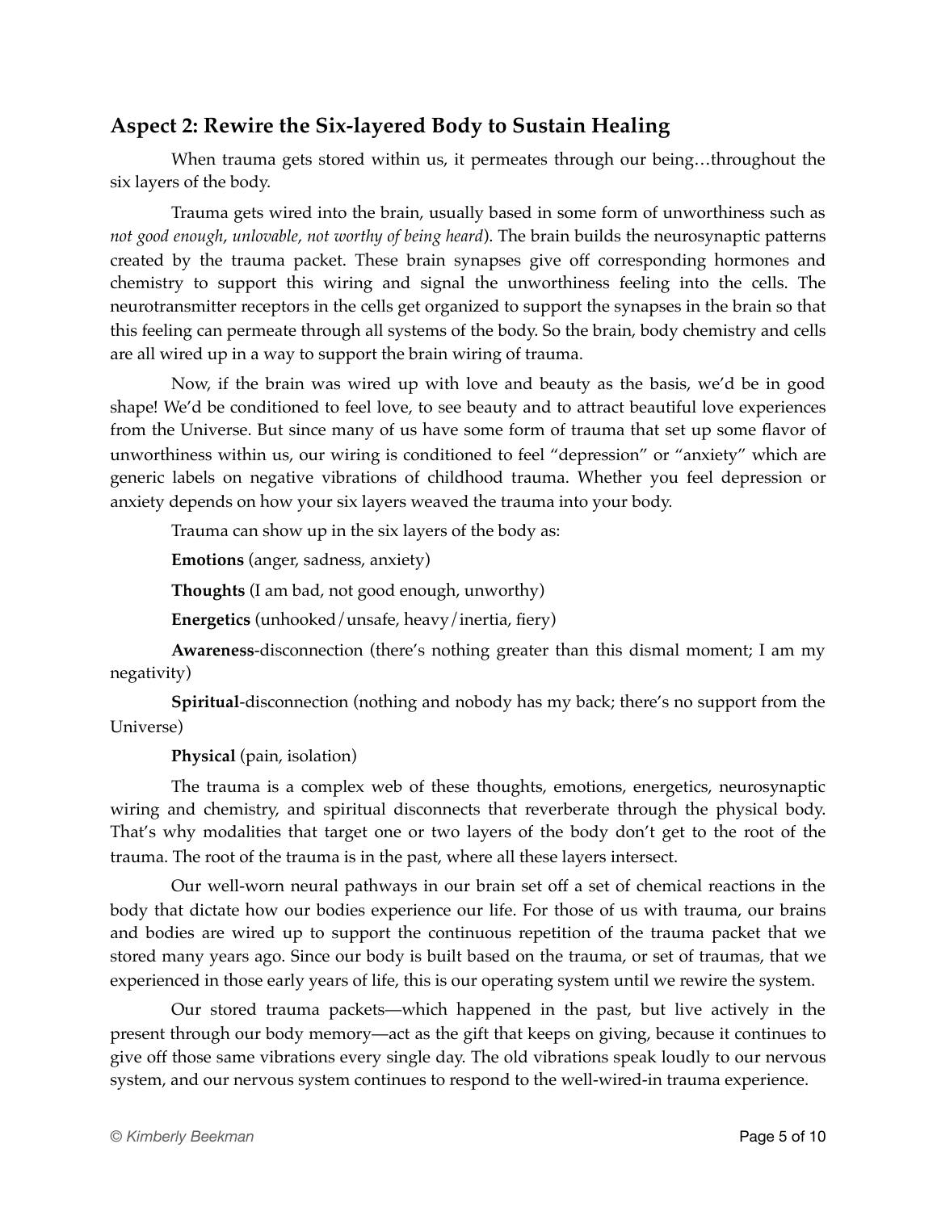## Aspect 2: Rewire the Six-layered Body to Sustain Healing

When trauma gets stored within us, it permeates through our being…throughout the six layers of the body.

Trauma gets wired into the brain, usually based in some form of unworthiness such as *not good enough*, *unlovable*, *not worthy of being heard*). The brain builds the neurosynaptic patterns created by the trauma packet. These brain synapses give off corresponding hormones and chemistry to support this wiring and signal the unworthiness feeling into the cells. The neurotransmitter receptors in the cells get organized to support the synapses in the brain so that this feeling can permeate through all systems of the body. So the brain, body chemistry and cells are all wired up in a way to support the brain wiring of trauma.

Now, if the brain was wired up with love and beauty as the basis, we'd be in good shape! We'd be conditioned to feel love, to see beauty and to attract beautiful love experiences from the Universe. But since many of us have some form of trauma that set up some flavor of unworthiness within us, our wiring is conditioned to feel "depression" or "anxiety" which are generic labels on negative vibrations of childhood trauma. Whether you feel depression or anxiety depends on how your six layers weaved the trauma into your body.

Trauma can show up in the six layers of the body as:

**Emotions** (anger, sadness, anxiety)

**Thoughts** (I am bad, not good enough, unworthy)

**Energetics** (unhooked/unsafe, heavy/inertia, fiery)

**Awareness**-disconnection (there's nothing greater than this dismal moment; I am my negativity)

**Spiritual**-disconnection (nothing and nobody has my back; there's no support from the Universe)

**Physical** (pain, isolation)

The trauma is a complex web of these thoughts, emotions, energetics, neurosynaptic wiring and chemistry, and spiritual disconnects that reverberate through the physical body. That's why modalities that target one or two layers of the body don't get to the root of the trauma. The root of the trauma is in the past, where all these layers intersect.

Our well-worn neural pathways in our brain set off a set of chemical reactions in the body that dictate how our bodies experience our life. For those of us with trauma, our brains and bodies are wired up to support the continuous repetition of the trauma packet that we stored many years ago. Since our body is built based on the trauma, or set of traumas, that we experienced in those early years of life, this is our operating system until we rewire the system.

Our stored trauma packets—which happened in the past, but live actively in the present through our body memory—act as the gift that keeps on giving, because it continues to give off those same vibrations every single day. The old vibrations speak loudly to our nervous system, and our nervous system continues to respond to the well-wired-in trauma experience.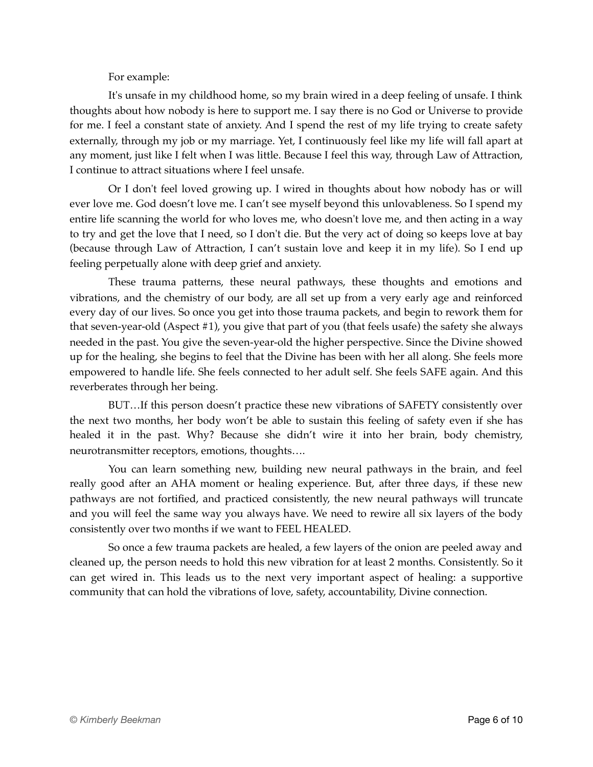For example:

It's unsafe in my childhood home, so my brain wired in a deep feeling of unsafe. I think thoughts about how nobody is here to support me. I say there is no God or Universe to provide for me. I feel a constant state of anxiety. And I spend the rest of my life trying to create safety externally, through my job or my marriage. Yet, I continuously feel like my life will fall apart at any moment, just like I felt when I was little. Because I feel this way, through Law of Attraction, I continue to attract situations where I feel unsafe.

Or I don't feel loved growing up. I wired in thoughts about how nobody has or will ever love me. God doesn't love me. I can't see myself beyond this unlovableness. So I spend my entire life scanning the world for who loves me, who doesn't love me, and then acting in a way to try and get the love that I need, so I don't die. But the very act of doing so keeps love at bay (because through Law of Attraction, I can't sustain love and keep it in my life). So I end up feeling perpetually alone with deep grief and anxiety.

These trauma patterns, these neural pathways, these thoughts and emotions and vibrations, and the chemistry of our body, are all set up from a very early age and reinforced every day of our lives. So once you get into those trauma packets, and begin to rework them for that seven-year-old (Aspect #1), you give that part of you (that feels usafe) the safety she always needed in the past. You give the seven-year-old the higher perspective. Since the Divine showed up for the healing, she begins to feel that the Divine has been with her all along. She feels more empowered to handle life. She feels connected to her adult self. She feels SAFE again. And this reverberates through her being.

BUT…If this person doesn't practice these new vibrations of SAFETY consistently over the next two months, her body won't be able to sustain this feeling of safety even if she has healed it in the past. Why? Because she didn't wire it into her brain, body chemistry, neurotransmitter receptors, emotions, thoughts….

You can learn something new, building new neural pathways in the brain, and feel really good after an AHA moment or healing experience. But, after three days, if these new pathways are not fortified, and practiced consistently, the new neural pathways will truncate and you will feel the same way you always have. We need to rewire all six layers of the body consistently over two months if we want to FEEL HEALED.

So once a few trauma packets are healed, a few layers of the onion are peeled away and cleaned up, the person needs to hold this new vibration for at least 2 months. Consistently. So it can get wired in. This leads us to the next very important aspect of healing: a supportive community that can hold the vibrations of love, safety, accountability, Divine connection.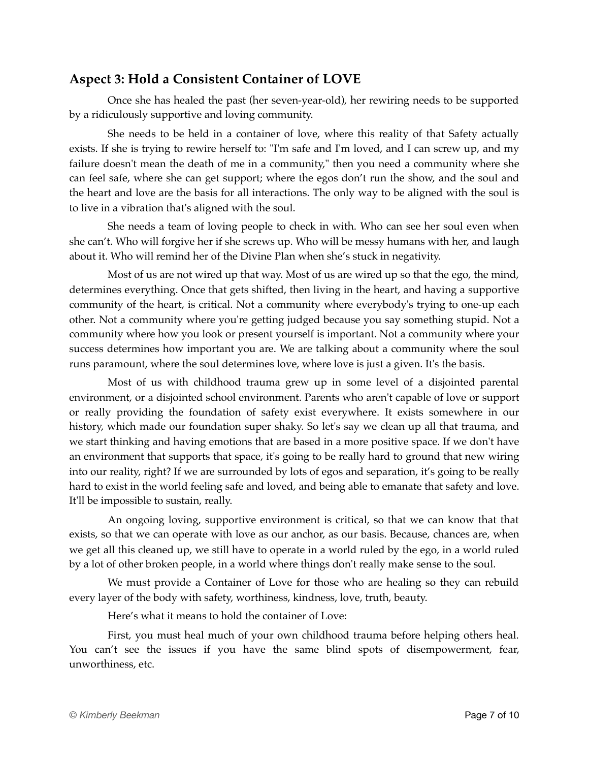## Aspect 3: Hold a Consistent Container of LOVE

Once she has healed the past (her seven-year-old), her rewiring needs to be supported by a ridiculously supportive and loving community.

She needs to be held in a container of love, where this reality of that Safety actually exists. If she is trying to rewire herself to: "I'm safe and I'm loved, and I can screw up, and my failure doesn't mean the death of me in a community," then you need a community where she can feel safe, where she can get support; where the egos don't run the show, and the soul and the heart and love are the basis for all interactions. The only way to be aligned with the soul is to live in a vibration that's aligned with the soul.

She needs a team of loving people to check in with. Who can see her soul even when she can't. Who will forgive her if she screws up. Who will be messy humans with her, and laugh about it. Who will remind her of the Divine Plan when she's stuck in negativity.

Most of us are not wired up that way. Most of us are wired up so that the ego, the mind, determines everything. Once that gets shifted, then living in the heart, and having a supportive community of the heart, is critical. Not a community where everybody's trying to one-up each other. Not a community where you're getting judged because you say something stupid. Not a community where how you look or present yourself is important. Not a community where your success determines how important you are. We are talking about a community where the soul runs paramount, where the soul determines love, where love is just a given. It's the basis.

Most of us with childhood trauma grew up in some level of a disjointed parental environment, or a disjointed school environment. Parents who aren't capable of love or support or really providing the foundation of safety exist everywhere. It exists somewhere in our history, which made our foundation super shaky. So let's say we clean up all that trauma, and we start thinking and having emotions that are based in a more positive space. If we don't have an environment that supports that space, it's going to be really hard to ground that new wiring into our reality, right? If we are surrounded by lots of egos and separation, it's going to be really hard to exist in the world feeling safe and loved, and being able to emanate that safety and love. It'll be impossible to sustain, really.

An ongoing loving, supportive environment is critical, so that we can know that that exists, so that we can operate with love as our anchor, as our basis. Because, chances are, when we get all this cleaned up, we still have to operate in a world ruled by the ego, in a world ruled by a lot of other broken people, in a world where things don't really make sense to the soul.

We must provide a Container of Love for those who are healing so they can rebuild every layer of the body with safety, worthiness, kindness, love, truth, beauty.

Here's what it means to hold the container of Love:

First, you must heal much of your own childhood trauma before helping others heal. You can't see the issues if you have the same blind spots of disempowerment, fear, unworthiness, etc.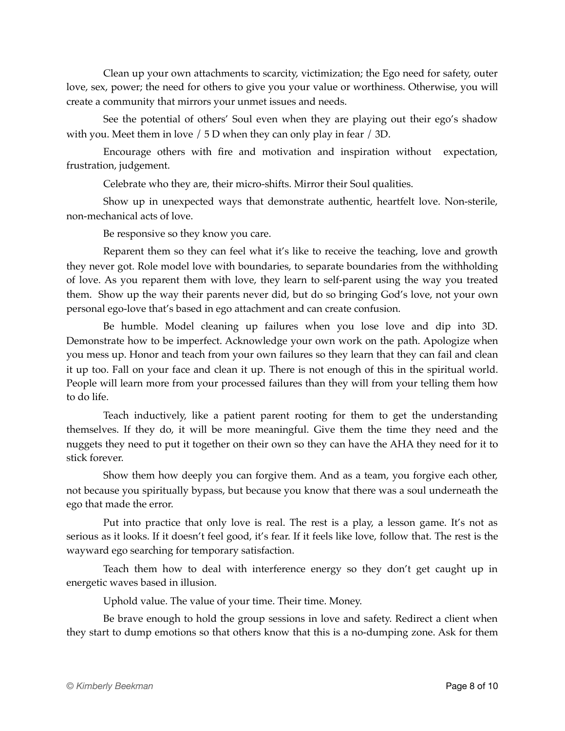Clean up your own attachments to scarcity, victimization; the Ego need for safety, outer love, sex, power; the need for others to give you your value or worthiness. Otherwise, you will create a community that mirrors your unmet issues and needs.

See the potential of others' Soul even when they are playing out their ego's shadow with you. Meet them in love / 5 D when they can only play in fear / 3D.

Encourage others with fire and motivation and inspiration without expectation, frustration, judgement.

Celebrate who they are, their micro-shifts. Mirror their Soul qualities.

Show up in unexpected ways that demonstrate authentic, heartfelt love. Non-sterile, non-mechanical acts of love.

Be responsive so they know you care.

Reparent them so they can feel what it's like to receive the teaching, love and growth they never got. Role model love with boundaries, to separate boundaries from the withholding of love. As you reparent them with love, they learn to self-parent using the way you treated them. Show up the way their parents never did, but do so bringing God's love, not your own personal ego-love that's based in ego attachment and can create confusion.

Be humble. Model cleaning up failures when you lose love and dip into 3D. Demonstrate how to be imperfect. Acknowledge your own work on the path. Apologize when you mess up. Honor and teach from your own failures so they learn that they can fail and clean it up too. Fall on your face and clean it up. There is not enough of this in the spiritual world. People will learn more from your processed failures than they will from your telling them how to do life.

Teach inductively, like a patient parent rooting for them to get the understanding themselves. If they do, it will be more meaningful. Give them the time they need and the nuggets they need to put it together on their own so they can have the AHA they need for it to stick forever.

Show them how deeply you can forgive them. And as a team, you forgive each other, not because you spiritually bypass, but because you know that there was a soul underneath the ego that made the error.

Put into practice that only love is real. The rest is a play, a lesson game. It's not as serious as it looks. If it doesn't feel good, it's fear. If it feels like love, follow that. The rest is the wayward ego searching for temporary satisfaction.

Teach them how to deal with interference energy so they don't get caught up in energetic waves based in illusion.

Uphold value. The value of your time. Their time. Money.

Be brave enough to hold the group sessions in love and safety. Redirect a client when they start to dump emotions so that others know that this is a no-dumping zone. Ask for them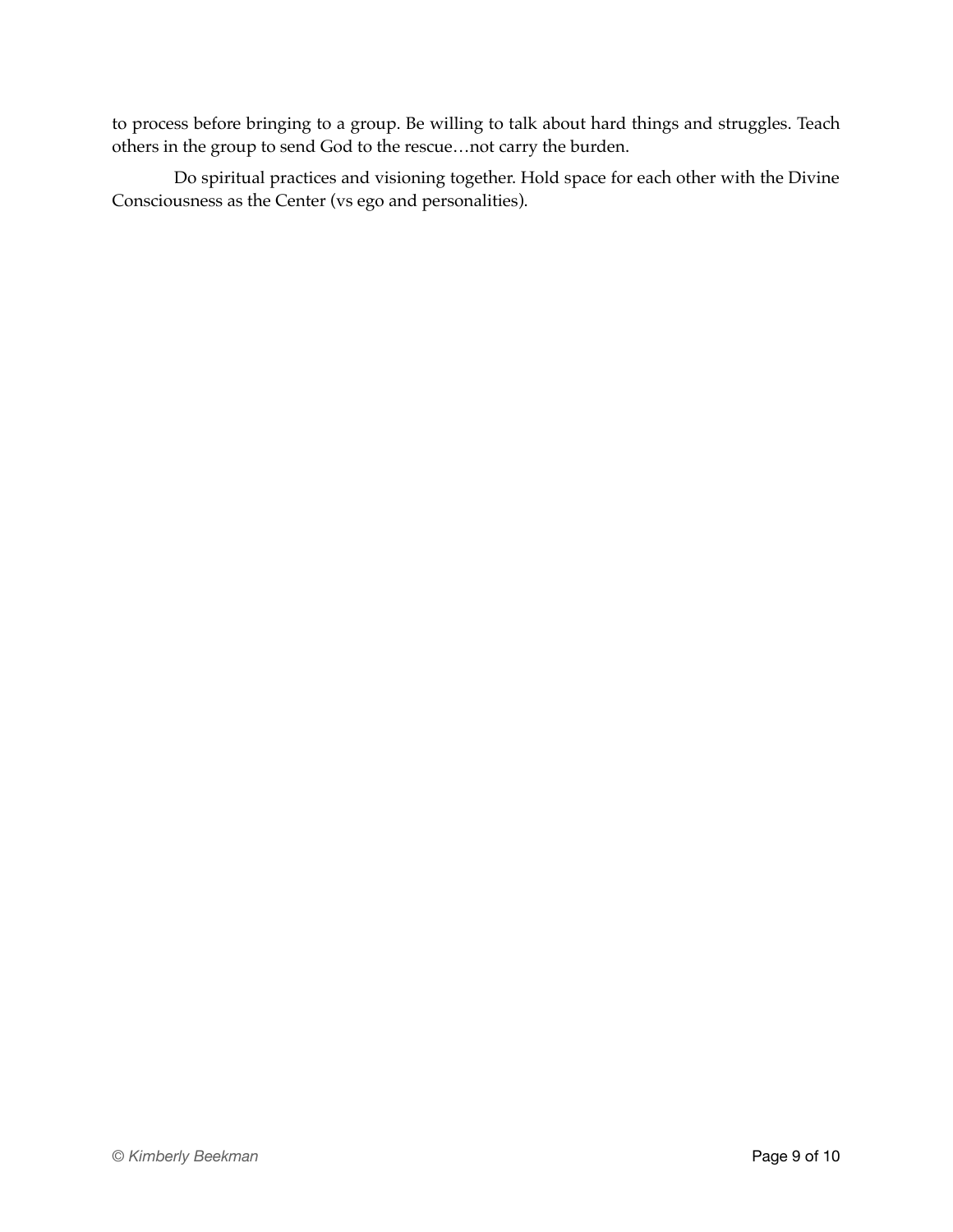to process before bringing to a group. Be willing to talk about hard things and struggles. Teach others in the group to send God to the rescue…not carry the burden.

Do spiritual practices and visioning together. Hold space for each other with the Divine Consciousness as the Center (vs ego and personalities).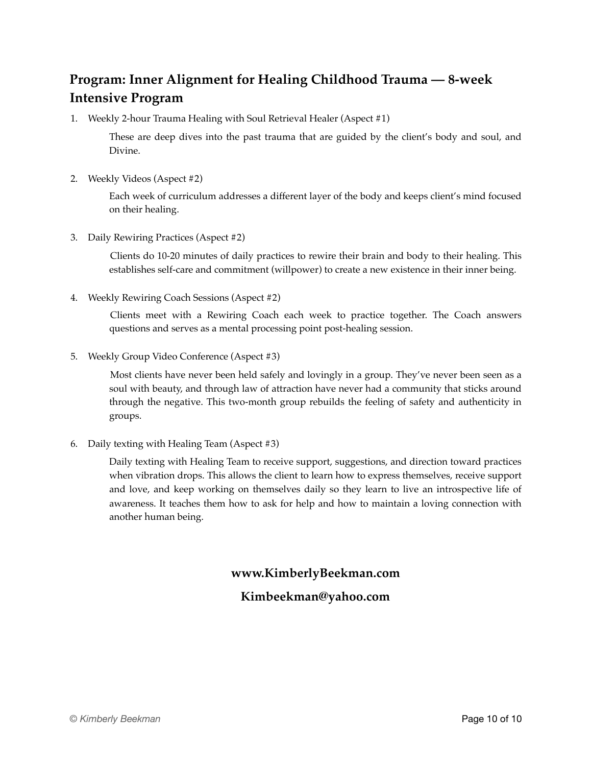## Program: Inner Alignment for Healing Childhood Trauma — 8-week Intensive Program

1. Weekly 2-hour Trauma Healing with Soul Retrieval Healer (Aspect #1)

   These are deep dives into the past trauma that are guided by the client's body and soul, and Divine.

2. Weekly Videos (Aspect #2)

   Each week of curriculum addresses a different layer of the body and keeps client's mind focused on their healing.

3. Daily Rewiring Practices (Aspect #2)

   Clients do 10-20 minutes of daily practices to rewire their brain and body to their healing. This establishes self-care and commitment (willpower) to create a new existence in their inner being.

4. Weekly Rewiring Coach Sessions (Aspect #2)

   Clients meet with a Rewiring Coach each week to practice together. The Coach answers questions and serves as a mental processing point post-healing session.

5. Weekly Group Video Conference (Aspect #3)

   Most clients have never been held safely and lovingly in a group. They've never been seen as a soul with beauty, and through law of attraction have never had a community that sticks around through the negative. This two-month group rebuilds the feeling of safety and authenticity in groups.

6. Daily texting with Healing Team (Aspect #3)

   Daily texting with Healing Team to receive support, suggestions, and direction toward practices when vibration drops. This allows the client to learn how to express themselves, receive support and love, and keep working on themselves daily so they learn to live an introspective life of awareness. It teaches them how to ask for help and how to maintain a loving connection with another human being.

**www.KimberlyBeekman.com**

**Kimbeekman@yahoo.com**